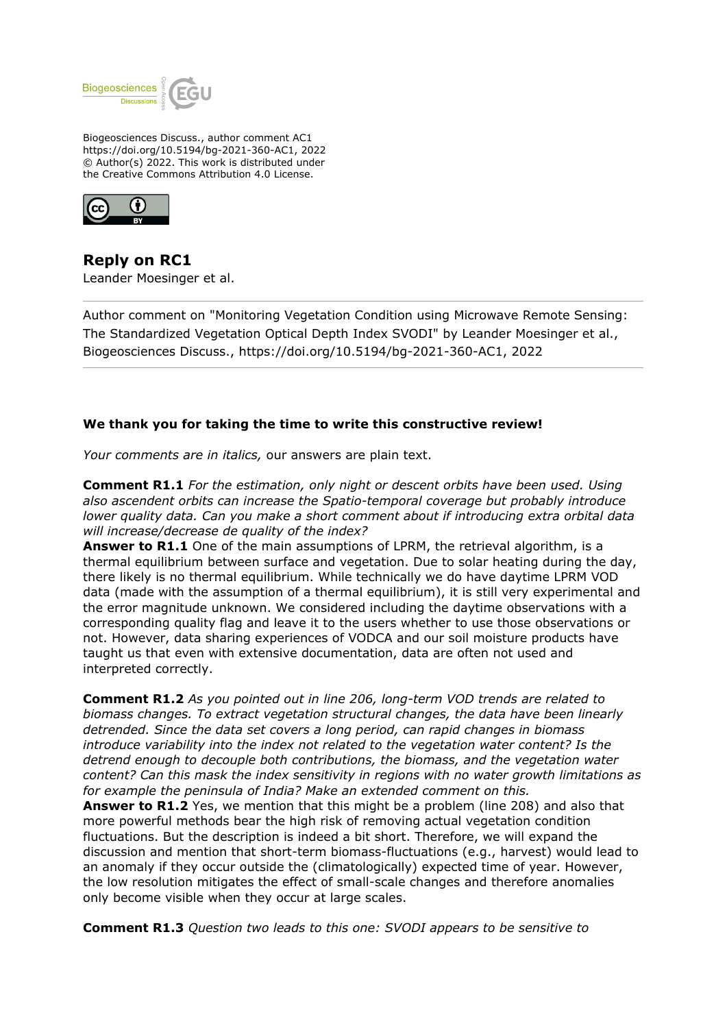Biogeosciences Discuss., author comment AC1
https://doi.org/10.5194/bg-2021-360-AC1, 2022
© Author(s) 2022. This work is distributed under
the Creative Commons Attribution 4.0 License.

# Reply on RC1

Leander Moesinger et al.

---

Author comment on "Monitoring Vegetation Condition using Microwave Remote Sensing: The Standardized Vegetation Optical Depth Index SVODI" by Leander Moesinger et al., Biogeosciences Discuss., https://doi.org/10.5194/bg-2021-360-AC1, 2022

---

**We thank you for taking the time to write this constructive review!**

*Your comments are in italics,* our answers are plain text.

**Comment R1.1** *For the estimation, only night or descent orbits have been used. Using also ascendent orbits can increase the Spatio-temporal coverage but probably introduce lower quality data. Can you make a short comment about if introducing extra orbital data will increase/decrease de quality of the index?*
**Answer to R1.1** One of the main assumptions of LPRM, the retrieval algorithm, is a thermal equilibrium between surface and vegetation. Due to solar heating during the day, there likely is no thermal equilibrium. While technically we do have daytime LPRM VOD data (made with the assumption of a thermal equilibrium), it is still very experimental and the error magnitude unknown. We considered including the daytime observations with a corresponding quality flag and leave it to the users whether to use those observations or not. However, data sharing experiences of VODCA and our soil moisture products have taught us that even with extensive documentation, data are often not used and interpreted correctly.

**Comment R1.2** *As you pointed out in line 206, long-term VOD trends are related to biomass changes. To extract vegetation structural changes, the data have been linearly detrended. Since the data set covers a long period, can rapid changes in biomass introduce variability into the index not related to the vegetation water content? Is the detrend enough to decouple both contributions, the biomass, and the vegetation water content? Can this mask the index sensitivity in regions with no water growth limitations as for example the peninsula of India? Make an extended comment on this.*
**Answer to R1.2** Yes, we mention that this might be a problem (line 208) and also that more powerful methods bear the high risk of removing actual vegetation condition fluctuations. But the description is indeed a bit short. Therefore, we will expand the discussion and mention that short-term biomass-fluctuations (e.g., harvest) would lead to an anomaly if they occur outside the (climatologically) expected time of year. However, the low resolution mitigates the effect of small-scale changes and therefore anomalies only become visible when they occur at large scales.

**Comment R1.3** *Question two leads to this one: SVODI appears to be sensitive to*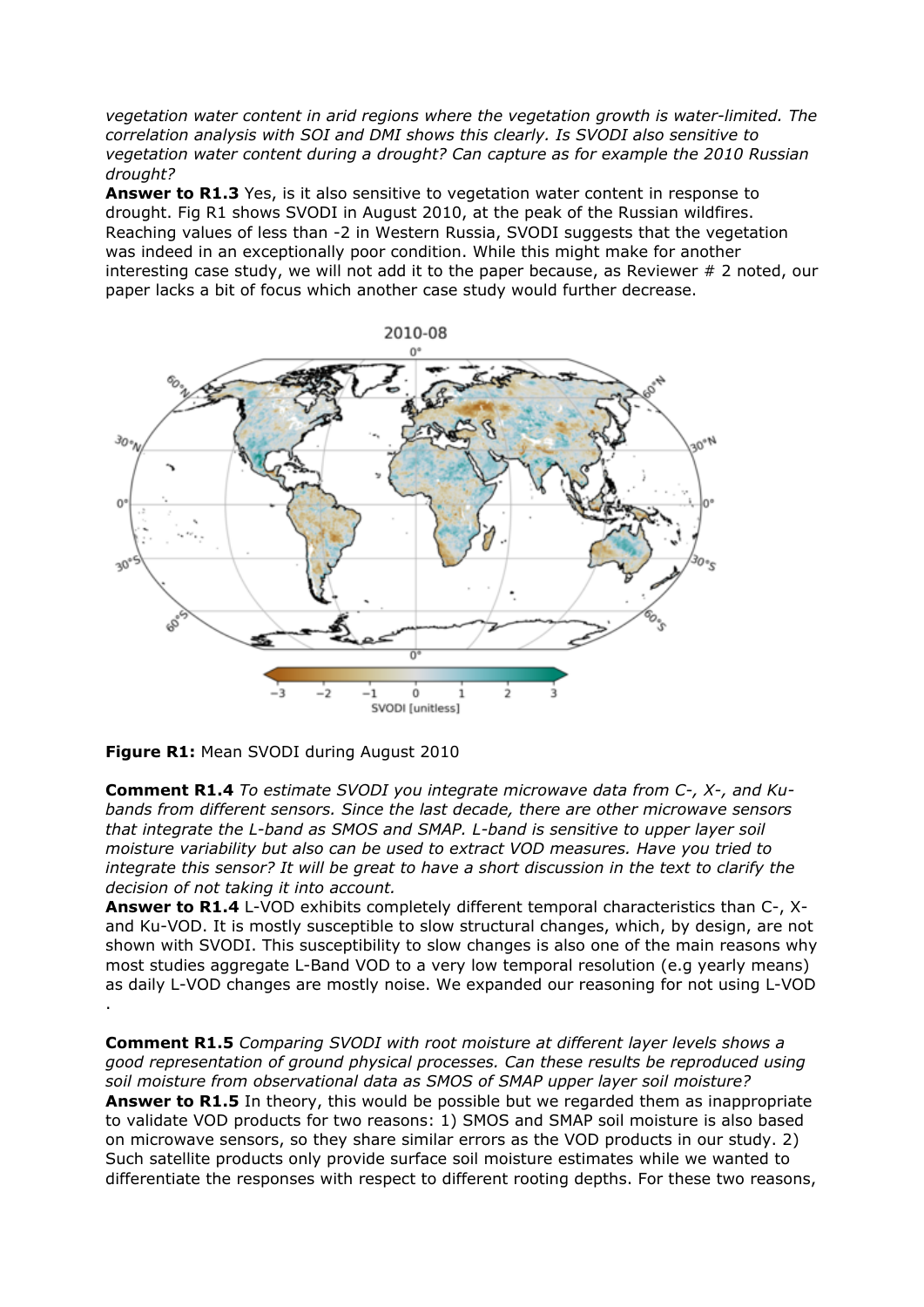*vegetation water content in arid regions where the vegetation growth is water-limited. The correlation analysis with SOI and DMI shows this clearly. Is SVODI also sensitive to vegetation water content during a drought? Can capture as for example the 2010 Russian drought?*

**Answer to R1.3** Yes, is it also sensitive to vegetation water content in response to drought. Fig R1 shows SVODI in August 2010, at the peak of the Russian wildfires. Reaching values of less than -2 in Western Russia, SVODI suggests that the vegetation was indeed in an exceptionally poor condition. While this might make for another interesting case study, we will not add it to the paper because, as Reviewer # 2 noted, our paper lacks a bit of focus which another case study would further decrease.

**Figure R1:** Mean SVODI during August 2010

**Comment R1.4** *To estimate SVODI you integrate microwave data from C-, X-, and Ku-bands from different sensors. Since the last decade, there are other microwave sensors that integrate the L-band as SMOS and SMAP. L-band is sensitive to upper layer soil moisture variability but also can be used to extract VOD measures. Have you tried to integrate this sensor? It will be great to have a short discussion in the text to clarify the decision of not taking it into account.*

**Answer to R1.4** L-VOD exhibits completely different temporal characteristics than C-, X- and Ku-VOD. It is mostly susceptible to slow structural changes, which, by design, are not shown with SVODI. This susceptibility to slow changes is also one of the main reasons why most studies aggregate L-Band VOD to a very low temporal resolution (e.g yearly means) as daily L-VOD changes are mostly noise. We expanded our reasoning for not using L-VOD .

**Comment R1.5** *Comparing SVODI with root moisture at different layer levels shows a good representation of ground physical processes. Can these results be reproduced using soil moisture from observational data as SMOS of SMAP upper layer soil moisture?*

**Answer to R1.5** In theory, this would be possible but we regarded them as inappropriate to validate VOD products for two reasons: 1) SMOS and SMAP soil moisture is also based on microwave sensors, so they share similar errors as the VOD products in our study. 2) Such satellite products only provide surface soil moisture estimates while we wanted to differentiate the responses with respect to different rooting depths. For these two reasons,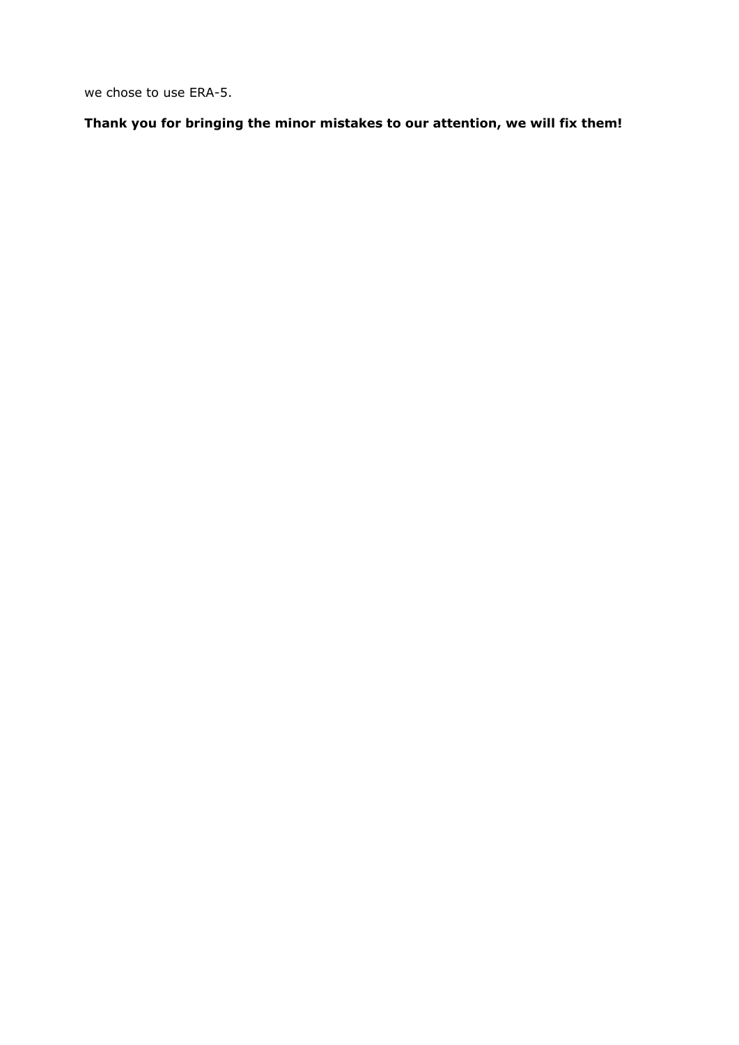we chose to use ERA-5.

**Thank you for bringing the minor mistakes to our attention, we will fix them!**